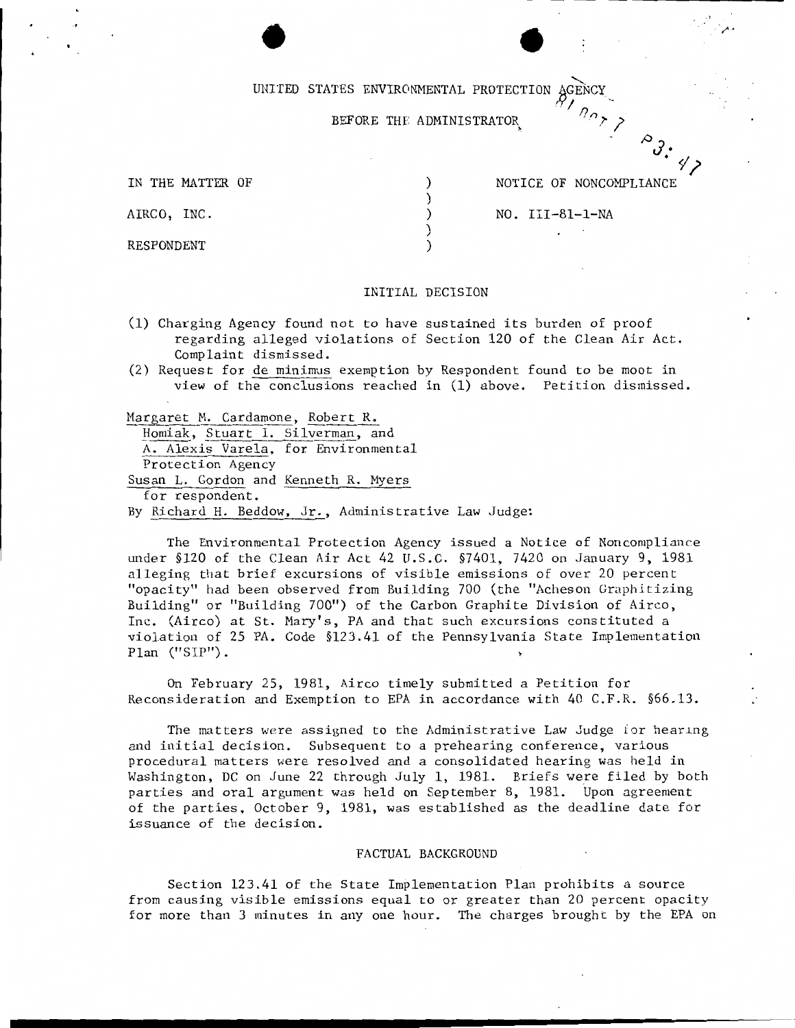UNITED STATES ENVIRONMENTAL PROTECTION AGENCY

BEFORE THE ADMINISTRATOR

| | | |
|---|---|---|
| IN THE MATTER OF | ) | NOTICE OF NONCOMPLIANCE |
| | ) | |
| AIRCO, INC. | ) | NO. III-81-1-NA |
| | ) | |
| RESPONDENT | ) | |

## INITIAL DECISION

(1) Charging Agency found not to have sustained its burden of proof regarding alleged violations of Section 120 of the Clean Air Act. Complaint dismissed.

(2) Request for de minimus exemption by Respondent found to be moot in view of the conclusions reached in (1) above. Petition dismissed.

Margaret M. Cardamone, Robert R. Homiak, Stuart I. Silverman, and A. Alexis Varela, for Environmental Protection Agency

Susan L. Gordon and Kenneth R. Myers for respondent.

By Richard H. Beddow, Jr., Administrative Law Judge:

The Environmental Protection Agency issued a Notice of Noncompliance under §120 of the Clean Air Act 42 U.S.C. §7401, 7420 on January 9, 1981 alleging that brief excursions of visible emissions of over 20 percent "opacity" had been observed from Building 700 (the "Acheson Graphitizing Building" or "Building 700") of the Carbon Graphite Division of Airco, Inc. (Airco) at St. Mary's, PA and that such excursions constituted a violation of 25 PA. Code §123.41 of the Pennsylvania State Implementation Plan ("SIP").

On February 25, 1981, Airco timely submitted a Petition for Reconsideration and Exemption to EPA in accordance with 40 C.F.R. §66.13.

The matters were assigned to the Administrative Law Judge for hearing and initial decision. Subsequent to a prehearing conference, various procedural matters were resolved and a consolidated hearing was held in Washington, DC on June 22 through July 1, 1981. Briefs were filed by both parties and oral argument was held on September 8, 1981. Upon agreement of the parties, October 9, 1981, was established as the deadline date for issuance of the decision.

## FACTUAL BACKGROUND

Section 123.41 of the State Implementation Plan prohibits a source from causing visible emissions equal to or greater than 20 percent opacity for more than 3 minutes in any one hour. The charges brought by the EPA on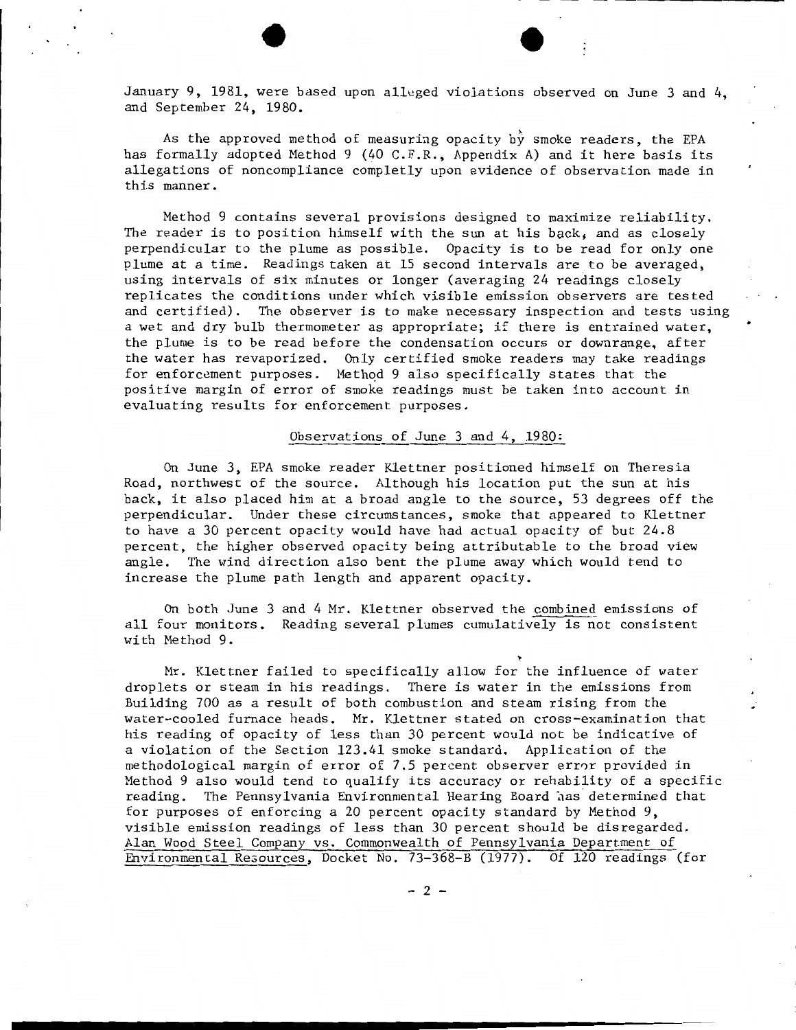January 9, 1981, were based upon alleged violations observed on June 3 and 4, and September 24, 1980.

As the approved method of measuring opacity by smoke readers, the EPA has formally adopted Method 9 (40 C.F.R., Appendix A) and it here basis its allegations of noncompliance completly upon evidence of observation made in this manner.

Method 9 contains several provisions designed to maximize reliability. The reader is to position himself with the sun at his back, and as closely perpendicular to the plume as possible. Opacity is to be read for only one plume at a time. Readings taken at 15 second intervals are to be averaged, using intervals of six minutes or longer (averaging 24 readings closely replicates the conditions under which visible emission observers are tested and certified). The observer is to make necessary inspection and tests using a wet and dry bulb thermometer as appropriate; if there is entrained water, the plume is to be read before the condensation occurs or downrange, after the water has revaporized. Only certified smoke readers may take readings for enforcement purposes. Method 9 also specifically states that the positive margin of error of smoke readings must be taken into account in evaluating results for enforcement purposes.

<u>Observations of June 3 and 4, 1980:</u>

On June 3, EPA smoke reader Klettner positioned himself on Theresia Road, northwest of the source. Although his location put the sun at his back, it also placed him at a broad angle to the source, 53 degrees off the perpendicular. Under these circumstances, smoke that appeared to Klettner to have a 30 percent opacity would have had actual opacity of but 24.8 percent, the higher observed opacity being attributable to the broad view angle. The wind direction also bent the plume away which would tend to increase the plume path length and apparent opacity.

On both June 3 and 4 Mr. Klettner observed the <u>combined</u> emissions of all four monitors. Reading several plumes cumulatively is not consistent with Method 9.

Mr. Klettner failed to specifically allow for the influence of water droplets or steam in his readings. There is water in the emissions from Building 700 as a result of both combustion and steam rising from the water-cooled furnace heads. Mr. Klettner stated on cross-examination that his reading of opacity of less than 30 percent would not be indicative of a violation of the Section 123.41 smoke standard. Application of the methodological margin of error of 7.5 percent observer error provided in Method 9 also would tend to qualify its accuracy or rehability of a specific reading. The Pennsylvania Environmental Hearing Board has determined that for purposes of enforcing a 20 percent opacity standard by Method 9, visible emission readings of less than 30 percent should be disregarded. <u>Alan Wood Steel Company vs. Commonwealth of Pennsylvania Department of Environmental Resources</u>, Docket No. 73-368-B (1977). Of 120 readings (for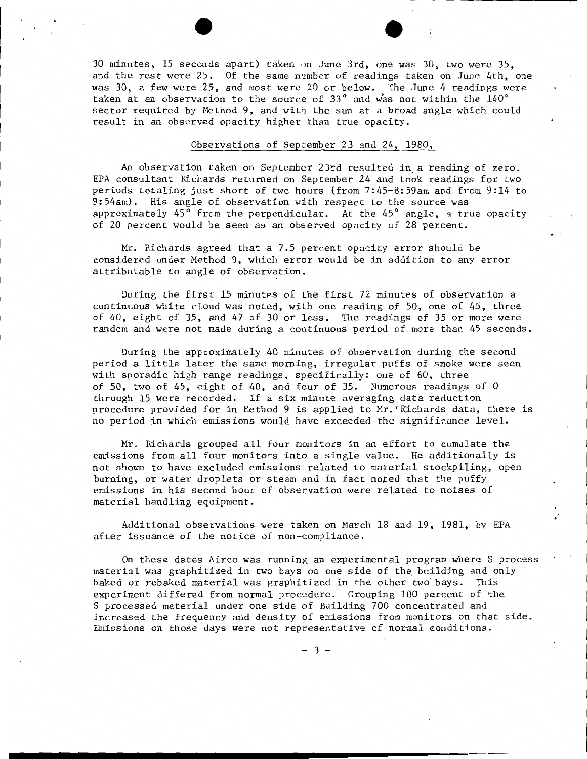30 minutes, 15 seconds apart) taken on June 3rd, one was 30, two were 35, and the rest were 25. Of the same number of readings taken on June 4th, one was 30, a few were 25, and most were 20 or below. The June 4 readings were taken at an observation to the source of 33° and was not within the 140° sector required by Method 9, and with the sun at a broad angle which could result in an observed opacity higher than true opacity.

## Observations of September 23 and 24, 1980,

An observation taken on September 23rd resulted in a reading of zero. EPA consultant Richards returned on September 24 and took readings for two periods totaling just short of two hours (from 7:45-8:59am and from 9:14 to 9:54am). His angle of observation with respect to the source was approximately 45° from the perpendicular. At the 45° angle, a true opacity of 20 percent would be seen as an observed opacity of 28 percent.

Mr. Richards agreed that a 7.5 percent opacity error should be considered under Method 9, which error would be in addition to any error attributable to angle of observation.

During the first 15 minutes of the first 72 minutes of observation a continuous white cloud was noted, with one reading of 50, one of 45, three of 40, eight of 35, and 47 of 30 or less. The readings of 35 or more were random and were not made during a continuous period of more than 45 seconds.

During the approximately 40 minutes of observation during the second period a little later the same morning, irregular puffs of smoke were seen with sporadic high range readings, specifically: one of 60, three of 50, two of 45, eight of 40, and four of 35. Numerous readings of 0 through 15 were recorded. If a six minute averaging data reduction procedure provided for in Method 9 is applied to Mr. Richards data, there is no period in which emissions would have exceeded the significance level.

Mr. Richards grouped all four monitors in an effort to cumulate the emissions from all four monitors into a single value. He additionally is not shown to have excluded emissions related to material stockpiling, open burning, or water droplets or steam and in fact noted that the puffy emissions in his second hour of observation were related to noises of material handling equipment.

Additional observations were taken on March 18 and 19, 1981, by EPA after issuance of the notice of non-compliance.

On these dates Airco was running an experimental program where S process material was graphitized in two bays on one side of the building and only baked or rebaked material was graphitized in the other two bays. This experiment differed from normal procedure. Grouping 100 percent of the S processed material under one side of Building 700 concentrated and increased the frequency and density of emissions from monitors on that side. Emissions on those days were not representative of normal conditions.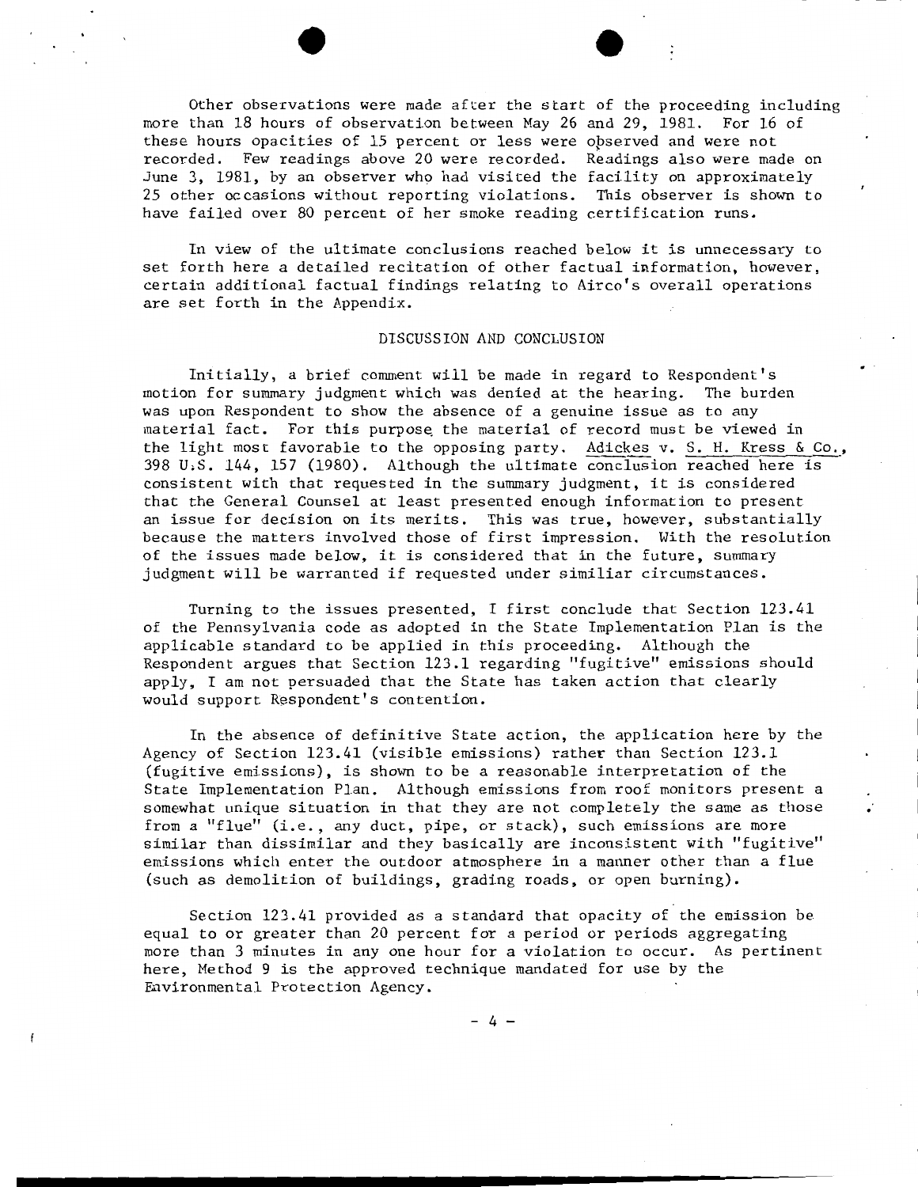Other observations were made after the start of the proceeding including more than 18 hours of observation between May 26 and 29, 1981. For 16 of these hours opacities of 15 percent or less were observed and were not recorded. Few readings above 20 were recorded. Readings also were made on June 3, 1981, by an observer who had visited the facility on approximately 25 other occasions without reporting violations. This observer is shown to have failed over 80 percent of her smoke reading certification runs.

In view of the ultimate conclusions reached below it is unnecessary to set forth here a detailed recitation of other factual information, however, certain additional factual findings relating to Airco's overall operations are set forth in the Appendix.

## DISCUSSION AND CONCLUSION

Initially, a brief comment will be made in regard to Respondent's motion for summary judgment which was denied at the hearing. The burden was upon Respondent to show the absence of a genuine issue as to any material fact. For this purpose the material of record must be viewed in the light most favorable to the opposing party. Adickes v. S. H. Kress & Co., 398 U.S. 144, 157 (1980). Although the ultimate conclusion reached here is consistent with that requested in the summary judgment, it is considered that the General Counsel at least presented enough information to present an issue for decision on its merits. This was true, however, substantially because the matters involved those of first impression. With the resolution of the issues made below, it is considered that in the future, summary judgment will be warranted if requested under similiar circumstances.

Turning to the issues presented, I first conclude that Section 123.41 of the Pennsylvania code as adopted in the State Implementation Plan is the applicable standard to be applied in this proceeding. Although the Respondent argues that Section 123.1 regarding "fugitive" emissions should apply, I am not persuaded that the State has taken action that clearly would support Respondent's contention.

In the absence of definitive State action, the application here by the Agency of Section 123.41 (visible emissions) rather than Section 123.1 (fugitive emissions), is shown to be a reasonable interpretation of the State Implementation Plan. Although emissions from roof monitors present a somewhat unique situation in that they are not completely the same as those from a "flue" (i.e., any duct, pipe, or stack), such emissions are more similar than dissimilar and they basically are inconsistent with "fugitive" emissions which enter the outdoor atmosphere in a manner other than a flue (such as demolition of buildings, grading roads, or open burning).

Section 123.41 provided as a standard that opacity of the emission be equal to or greater than 20 percent for a period or periods aggregating more than 3 minutes in any one hour for a violation to occur. As pertinent here, Method 9 is the approved technique mandated for use by the Environmental Protection Agency.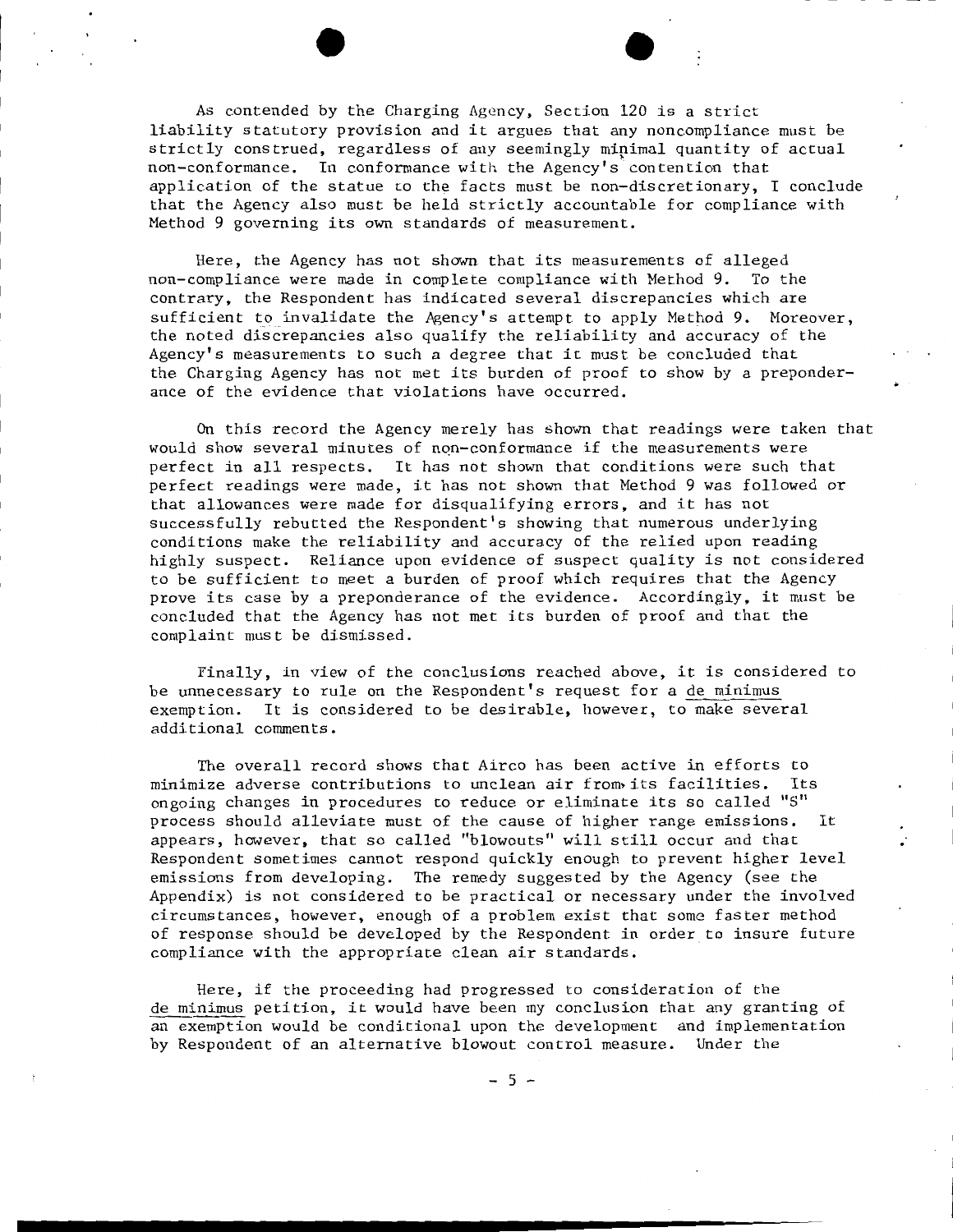As contended by the Charging Agency, Section 120 is a strict liability statutory provision and it argues that any noncompliance must be strictly construed, regardless of any seemingly minimal quantity of actual non-conformance. In conformance with the Agency's contention that application of the statue to the facts must be non-discretionary, I conclude that the Agency also must be held strictly accountable for compliance with Method 9 governing its own standards of measurement.

Here, the Agency has not shown that its measurements of alleged non-compliance were made in complete compliance with Method 9. To the contrary, the Respondent has indicated several discrepancies which are sufficient to invalidate the Agency's attempt to apply Method 9. Moreover, the noted discrepancies also qualify the reliability and accuracy of the Agency's measurements to such a degree that it must be concluded that the Charging Agency has not met its burden of proof to show by a preponderance of the evidence that violations have occurred.

On this record the Agency merely has shown that readings were taken that would show several minutes of non-conformance if the measurements were perfect in all respects. It has not shown that conditions were such that perfect readings were made, it has not shown that Method 9 was followed or that allowances were made for disqualifying errors, and it has not successfully rebutted the Respondent's showing that numerous underlying conditions make the reliability and accuracy of the relied upon reading highly suspect. Reliance upon evidence of suspect quality is not considered to be sufficient to meet a burden of proof which requires that the Agency prove its case by a preponderance of the evidence. Accordingly, it must be concluded that the Agency has not met its burden of proof and that the complaint must be dismissed.

Finally, in view of the conclusions reached above, it is considered to be unnecessary to rule on the Respondent's request for a de minimus exemption. It is considered to be desirable, however, to make several additional comments.

The overall record shows that Airco has been active in efforts to minimize adverse contributions to unclean air from its facilities. Its ongoing changes in procedures to reduce or eliminate its so called "S" process should alleviate must of the cause of higher range emissions. It appears, however, that so called "blowouts" will still occur and that Respondent sometimes cannot respond quickly enough to prevent higher level emissions from developing. The remedy suggested by the Agency (see the Appendix) is not considered to be practical or necessary under the involved circumstances, however, enough of a problem exist that some faster method of response should be developed by the Respondent in order to insure future compliance with the appropriate clean air standards.

Here, if the proceeding had progressed to consideration of the de minimus petition, it would have been my conclusion that any granting of an exemption would be conditional upon the development and implementation by Respondent of an alternative blowout control measure. Under the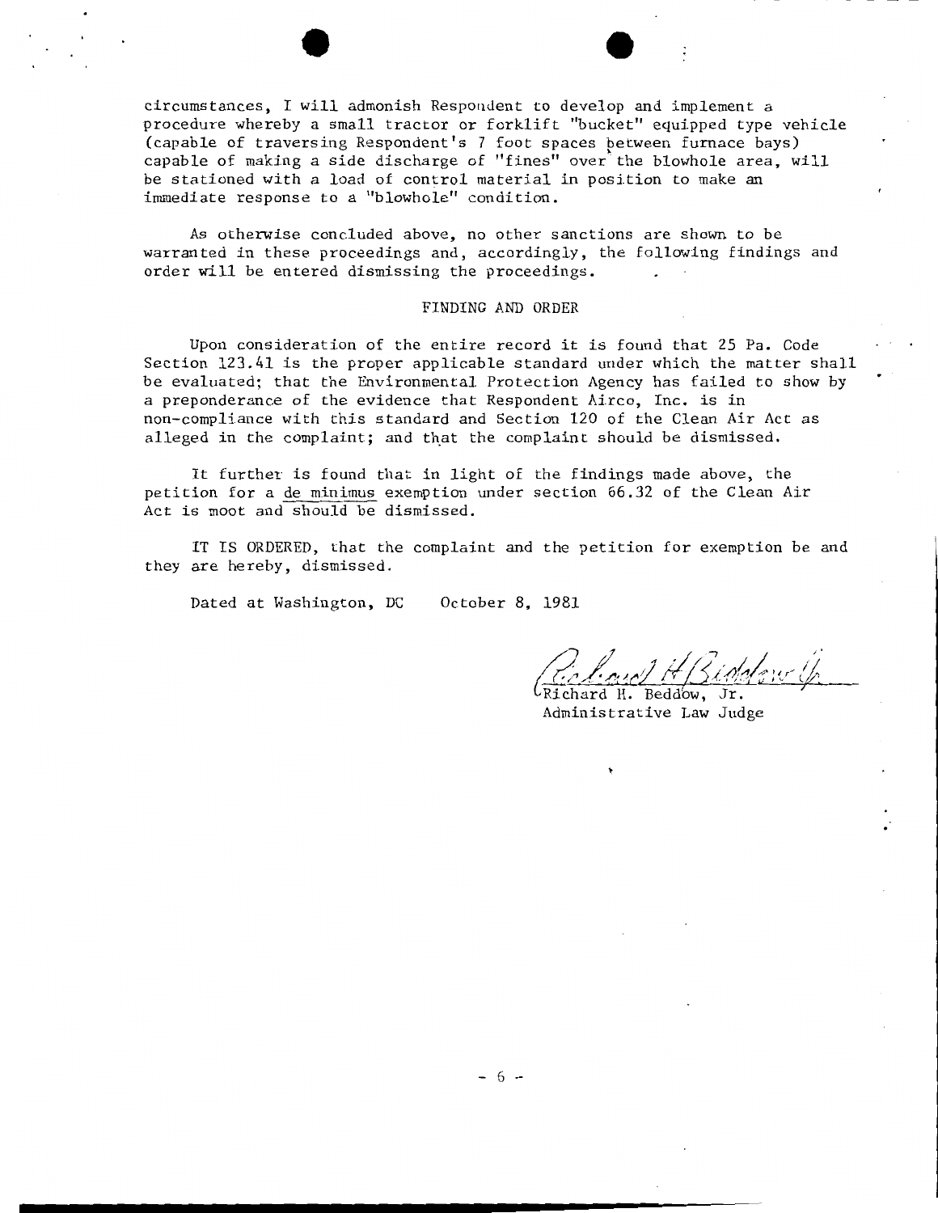circumstances, I will admonish Respondent to develop and implement a procedure whereby a small tractor or forklift "bucket" equipped type vehicle (capable of traversing Respondent's 7 foot spaces between furnace bays) capable of making a side discharge of "fines" over the blowhole area, will be stationed with a load of control material in position to make an immediate response to a "blowhole" condition.

As otherwise concluded above, no other sanctions are shown to be warranted in these proceedings and, accordingly, the following findings and order will be entered dismissing the proceedings.

## FINDING AND ORDER

Upon consideration of the entire record it is found that 25 Pa. Code Section 123.41 is the proper applicable standard under which the matter shall be evaluated; that the Environmental Protection Agency has failed to show by a preponderance of the evidence that Respondent Airco, Inc. is in non-compliance with this standard and Section 120 of the Clean Air Act as alleged in the complaint; and that the complaint should be dismissed.

It further is found that in light of the findings made above, the petition for a de minimus exemption under section 66.32 of the Clean Air Act is moot and should be dismissed.

IT IS ORDERED, that the complaint and the petition for exemption be and they are hereby, dismissed.

Dated at Washington, DC October 8, 1981

Richard H. Beddow, Jr.
Administrative Law Judge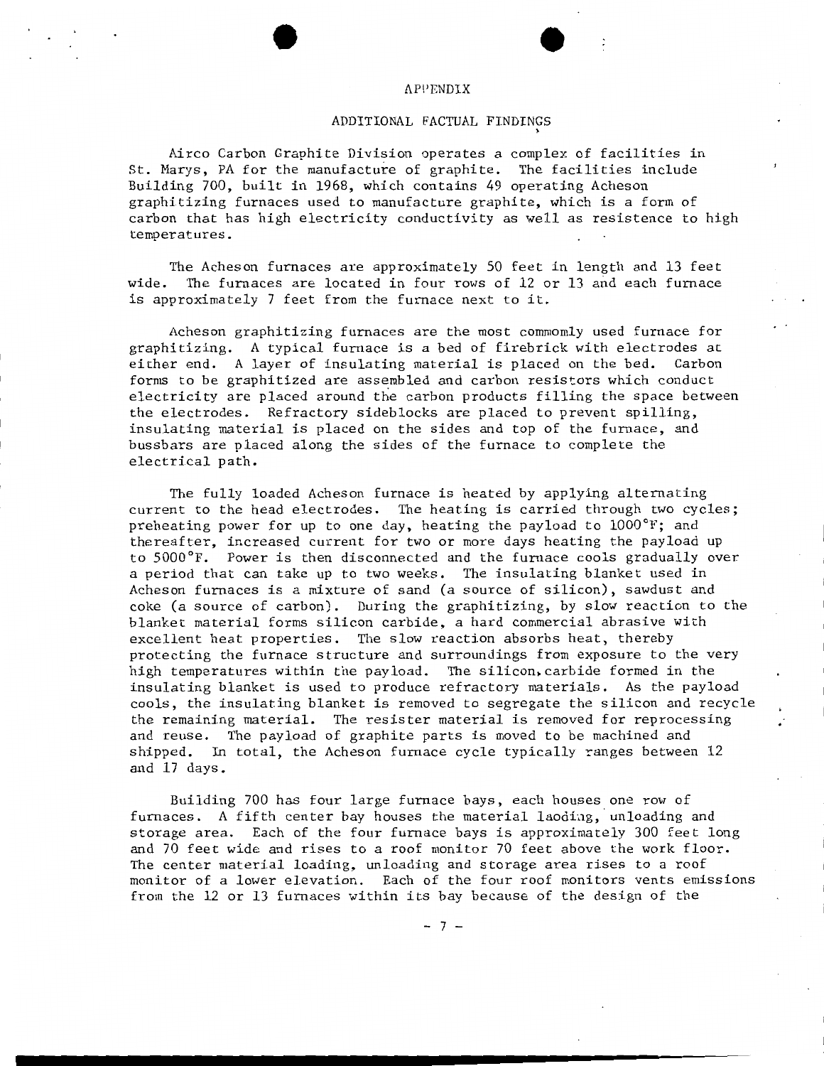APPENDIX

ADDITIONAL FACTUAL FINDINGS

Airco Carbon Graphite Division operates a complex of facilities in St. Marys, PA for the manufacture of graphite. The facilities include Building 700, built in 1968, which contains 49 operating Acheson graphitizing furnaces used to manufacture graphite, which is a form of carbon that has high electricity conductivity as well as resistence to high temperatures.

The Acheson furnaces are approximately 50 feet in length and 13 feet wide. The furnaces are located in four rows of 12 or 13 and each furnace is approximately 7 feet from the furnace next to it.

Acheson graphitizing furnaces are the most commonly used furnace for graphitizing. A typical furnace is a bed of firebrick with electrodes at either end. A layer of insulating material is placed on the bed. Carbon forms to be graphitized are assembled and carbon resistors which conduct electricity are placed around the carbon products filling the space between the electrodes. Refractory sideblocks are placed to prevent spilling, insulating material is placed on the sides and top of the furnace, and bussbars are placed along the sides of the furnace to complete the electrical path.

The fully loaded Acheson furnace is heated by applying alternating current to the head electrodes. The heating is carried through two cycles; preheating power for up to one day, heating the payload to 1000°F; and thereafter, increased current for two or more days heating the payload up to 5000°F. Power is then disconnected and the furnace cools gradually over a period that can take up to two weeks. The insulating blanket used in Acheson furnaces is a mixture of sand (a source of silicon), sawdust and coke (a source of carbon). During the graphitizing, by slow reaction to the blanket material forms silicon carbide, a hard commercial abrasive with excellent heat properties. The slow reaction absorbs heat, thereby protecting the furnace structure and surroundings from exposure to the very high temperatures within the payload. The silicon carbide formed in the insulating blanket is used to produce refractory materials. As the payload cools, the insulating blanket is removed to segregate the silicon and recycle the remaining material. The resister material is removed for reprocessing and reuse. The payload of graphite parts is moved to be machined and shipped. In total, the Acheson furnace cycle typically ranges between 12 and 17 days.

Building 700 has four large furnace bays, each houses one row of furnaces. A fifth center bay houses the material laoding, unloading and storage area. Each of the four furnace bays is approximately 300 feet long and 70 feet wide and rises to a roof monitor 70 feet above the work floor. The center material loading, unloading and storage area rises to a roof monitor of a lower elevation. Each of the four roof monitors vents emissions from the 12 or 13 furnaces within its bay because of the design of the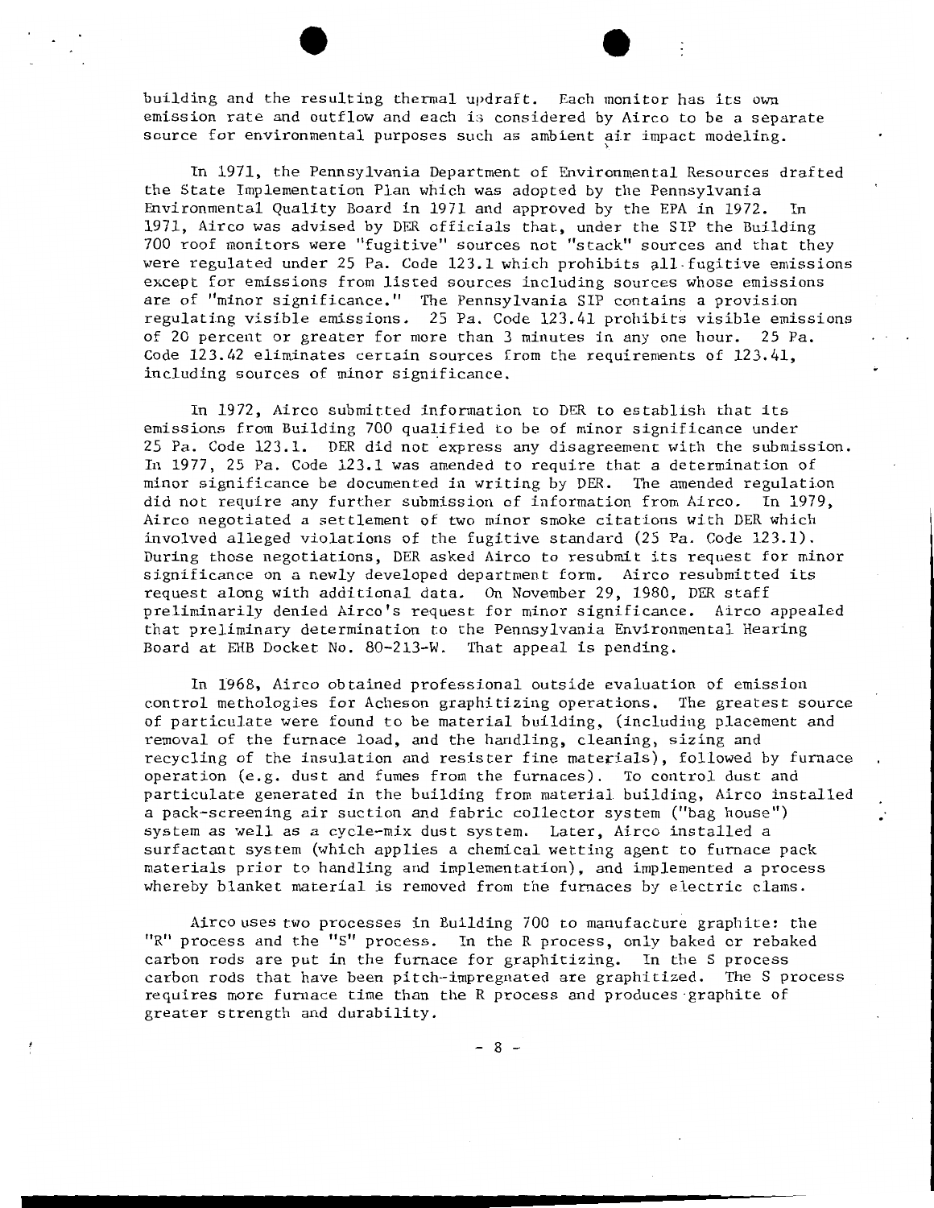building and the resulting thermal updraft. Each monitor has its own emission rate and outflow and each is considered by Airco to be a separate source for environmental purposes such as ambient air impact modeling.

In 1971, the Pennsylvania Department of Environmental Resources drafted the State Implementation Plan which was adopted by the Pennsylvania Environmental Quality Board in 1971 and approved by the EPA in 1972. In 1971, Airco was advised by DER officials that, under the SIP the Building 700 roof monitors were "fugitive" sources not "stack" sources and that they were regulated under 25 Pa. Code 123.1 which prohibits all fugitive emissions except for emissions from listed sources including sources whose emissions are of "minor significance." The Pennsylvania SIP contains a provision regulating visible emissions. 25 Pa. Code 123.41 prohibits visible emissions of 20 percent or greater for more than 3 minutes in any one hour. 25 Pa. Code 123.42 eliminates certain sources from the requirements of 123.41, including sources of minor significance.

In 1972, Airco submitted information to DER to establish that its emissions from Building 700 qualified to be of minor significance under 25 Pa. Code 123.1. DER did not express any disagreement with the submission. In 1977, 25 Pa. Code 123.1 was amended to require that a determination of minor significance be documented in writing by DER. The amended regulation did not require any further submission of information from Airco. In 1979, Airco negotiated a settlement of two minor smoke citations with DER which involved alleged violations of the fugitive standard (25 Pa. Code 123.1). During those negotiations, DER asked Airco to resubmit its request for minor significance on a newly developed department form. Airco resubmitted its request along with additional data. On November 29, 1980, DER staff preliminarily denied Airco's request for minor significance. Airco appealed that preliminary determination to the Pennsylvania Environmental Hearing Board at EHB Docket No. 80-213-W. That appeal is pending.

In 1968, Airco obtained professional outside evaluation of emission control methodologies for Acheson graphitizing operations. The greatest source of particulate were found to be material building, (including placement and removal of the furnace load, and the handling, cleaning, sizing and recycling of the insulation and resister fine materials), followed by furnace operation (e.g. dust and fumes from the furnaces). To control dust and particulate generated in the building from material building, Airco installed a pack-screening air suction and fabric collector system ("bag house") system as well as a cycle-mix dust system. Later, Airco installed a surfactant system (which applies a chemical wetting agent to furnace pack materials prior to handling and implementation), and implemented a process whereby blanket material is removed from the furnaces by electric clams.

Airco uses two processes in Building 700 to manufacture graphite: the "R" process and the "S" process. In the R process, only baked or rebaked carbon rods are put in the furnace for graphitizing. In the S process carbon rods that have been pitch-impregnated are graphitized. The S process requires more furnace time than the R process and produces graphite of greater strength and durability.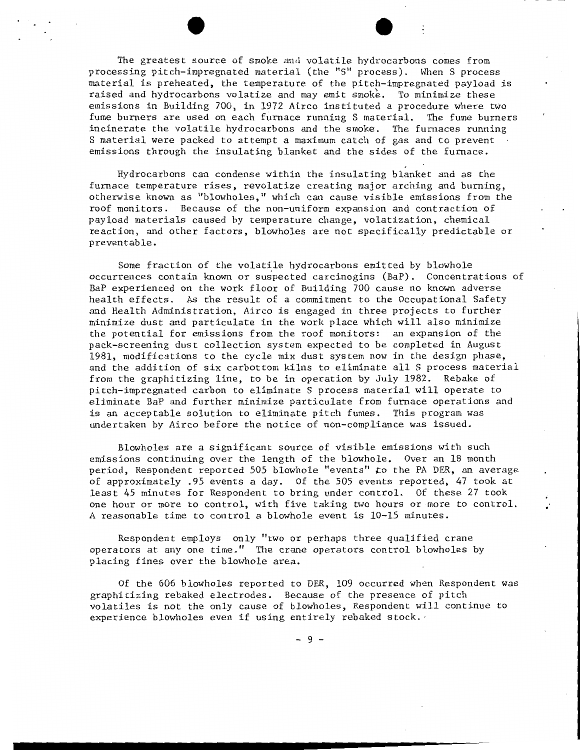The greatest source of smoke and volatile hydrocarbons comes from processing pitch-impregnated material (the "S" process). When S process material is preheated, the temperature of the pitch-impregnated payload is raised and hydrocarbons volatize and may emit smoke. To minimize these emissions in Building 700, in 1972 Airco instituted a procedure where two fume burners are used on each furnace running S material. The fume burners incinerate the volatile hydrocarbons and the smoke. The furnaces running S material were packed to attempt a maximum catch of gas and to prevent emissions through the insulating blanket and the sides of the furnace.

Hydrocarbons can condense within the insulating blanket and as the furnace temperature rises, revolatize creating major arching and burning, otherwise known as "blowholes," which can cause visible emissions from the roof monitors. Because of the non-uniform expansion and contraction of payload materials caused by temperature change, volatization, chemical reaction, and other factors, blowholes are not specifically predictable or preventable.

Some fraction of the volatile hydrocarbons emitted by blowhole occurrences contain known or suspected carcinogins (BaP). Concentrations of BaP experienced on the work floor of Building 700 cause no known adverse health effects. As the result of a commitment to the Occupational Safety and Health Administration, Airco is engaged in three projects to further minimize dust and particulate in the work place which will also minimize the potential for emissions from the roof monitors: an expansion of the pack-screening dust collection system expected to be completed in August 1981, modifications to the cycle mix dust system now in the design phase, and the addition of six carbottom kilns to eliminate all S process material from the graphitizing line, to be in operation by July 1982. Rebake of pitch-impregnated carbon to eliminate S process material will operate to eliminate BaP and further minimize particulate from furnace operations and is an acceptable solution to eliminate pitch fumes. This program was undertaken by Airco before the notice of non-compliance was issued.

Blowholes are a significant source of visible emissions with such emissions continuing over the length of the blowhole. Over an 18 month period, Respondent reported 505 blowhole "events" to the PA DER, an average of approximately .95 events a day. Of the 505 events reported, 47 took at least 45 minutes for Respondent to bring under control. Of these 27 took one hour or more to control, with five taking two hours or more to control. A reasonable time to control a blowhole event is 10-15 minutes.

Respondent employs only "two or perhaps three qualified crane operators at any one time." The crane operators control blowholes by placing fines over the blowhole area.

Of the 606 blowholes reported to DER, 109 occurred when Respondent was graphitizing rebaked electrodes. Because of the presence of pitch volatiles is not the only cause of blowholes, Respondent will continue to experience blowholes even if using entirely rebaked stock.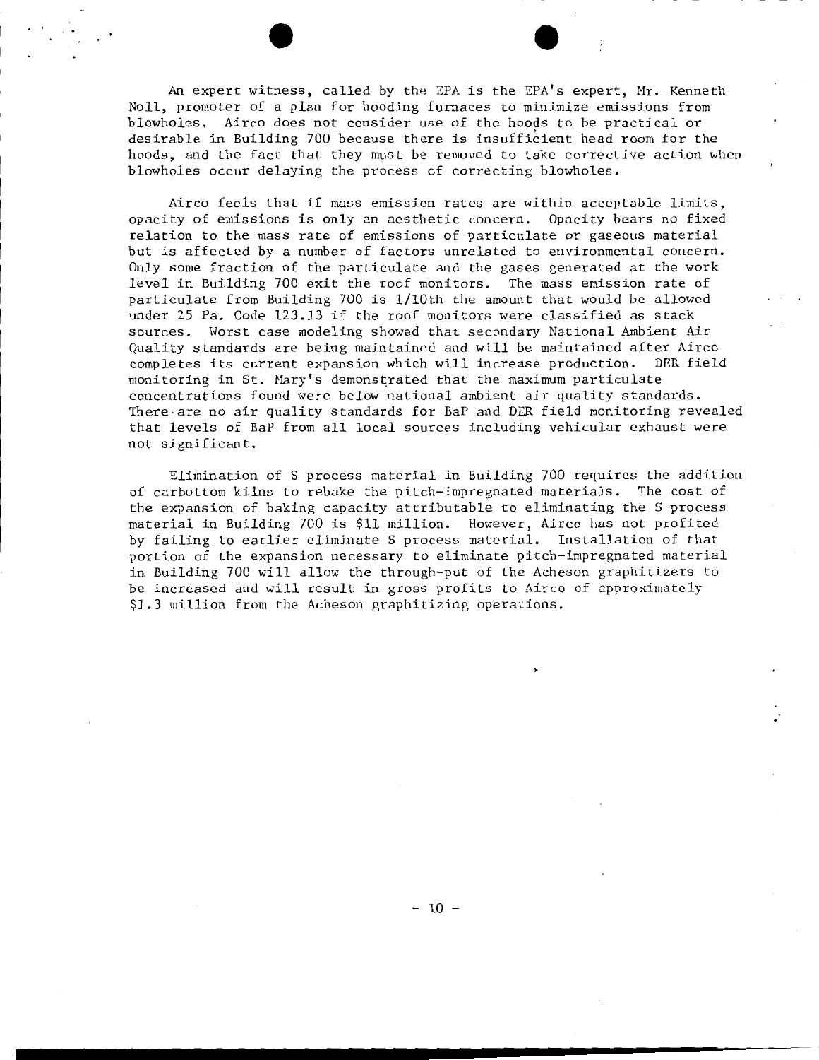An expert witness, called by the EPA is the EPA's expert, Mr. Kenneth Noll, promoter of a plan for hooding furnaces to minimize emissions from blowholes. Airco does not consider use of the hoods to be practical or desirable in Building 700 because there is insufficient head room for the hoods, and the fact that they must be removed to take corrective action when blowholes occur delaying the process of correcting blowholes.

Airco feels that if mass emission rates are within acceptable limits, opacity of emissions is only an aesthetic concern. Opacity bears no fixed relation to the mass rate of emissions of particulate or gaseous material but is affected by a number of factors unrelated to environmental concern. Only some fraction of the particulate and the gases generated at the work level in Building 700 exit the roof monitors. The mass emission rate of particulate from Building 700 is 1/10th the amount that would be allowed under 25 Pa. Code 123.13 if the roof monitors were classified as stack sources. Worst case modeling showed that secondary National Ambient Air Quality standards are being maintained and will be maintained after Airco completes its current expansion which will increase production. DER field monitoring in St. Mary's demonstrated that the maximum particulate concentrations found were below national ambient air quality standards. There are no air quality standards for BaP and DER field monitoring revealed that levels of BaP from all local sources including vehicular exhaust were not significant.

Elimination of S process material in Building 700 requires the addition of carbottom kilns to rebake the pitch-impregnated materials. The cost of the expansion of baking capacity attributable to eliminating the S process material in Building 700 is $11 million. However, Airco has not profited by failing to earlier eliminate S process material. Installation of that portion of the expansion necessary to eliminate pitch-impregnated material in Building 700 will allow the through-put of the Acheson graphitizers to be increased and will result in gross profits to Airco of approximately $1.3 million from the Acheson graphitizing operations.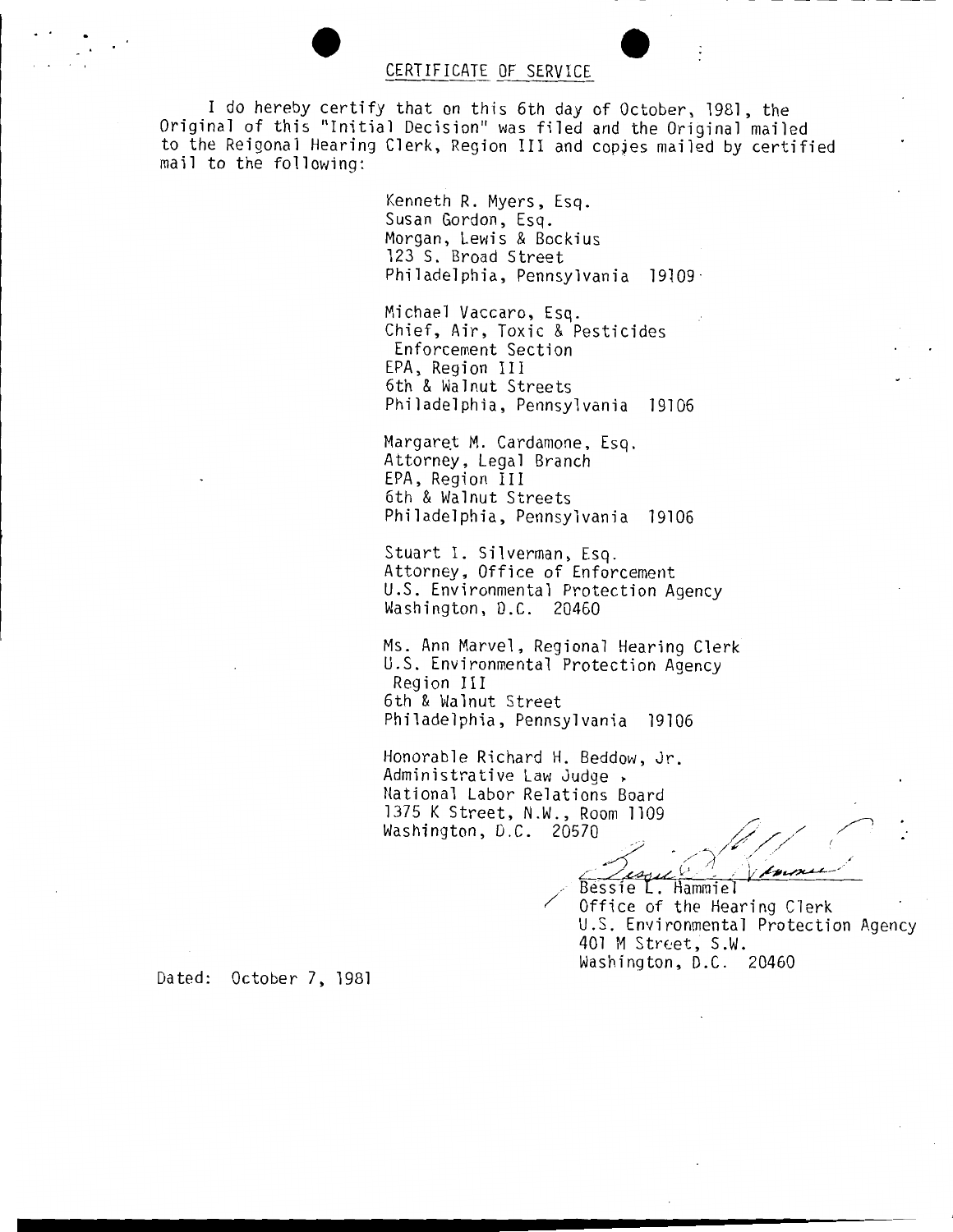# CERTIFICATE OF SERVICE

I do hereby certify that on this 6th day of October, 1981, the Original of this "Initial Decision" was filed and the Original mailed to the Reigonal Hearing Clerk, Region III and copies mailed by certified mail to the following:

Kenneth R. Myers, Esq.
Susan Gordon, Esq.
Morgan, Lewis & Bockius
123 S. Broad Street
Philadelphia, Pennsylvania 19109

Michael Vaccaro, Esq.
Chief, Air, Toxic & Pesticides
Enforcement Section
EPA, Region III
6th & Walnut Streets
Philadelphia, Pennsylvania 19106

Margaret M. Cardamone, Esq.
Attorney, Legal Branch
EPA, Region III
6th & Walnut Streets
Philadelphia, Pennsylvania 19106

Stuart I. Silverman, Esq.
Attorney, Office of Enforcement
U.S. Environmental Protection Agency
Washington, D.C. 20460

Ms. Ann Marvel, Regional Hearing Clerk
U.S. Environmental Protection Agency
Region III
6th & Walnut Street
Philadelphia, Pennsylvania 19106

Honorable Richard H. Beddow, Jr.
Administrative Law Judge
National Labor Relations Board
1375 K Street, N.W., Room 1109
Washington, D.C. 20570

Bessie L. Hammiel
Office of the Hearing Clerk
U.S. Environmental Protection Agency
401 M Street, S.W.
Washington, D.C. 20460

Dated: October 7, 1981